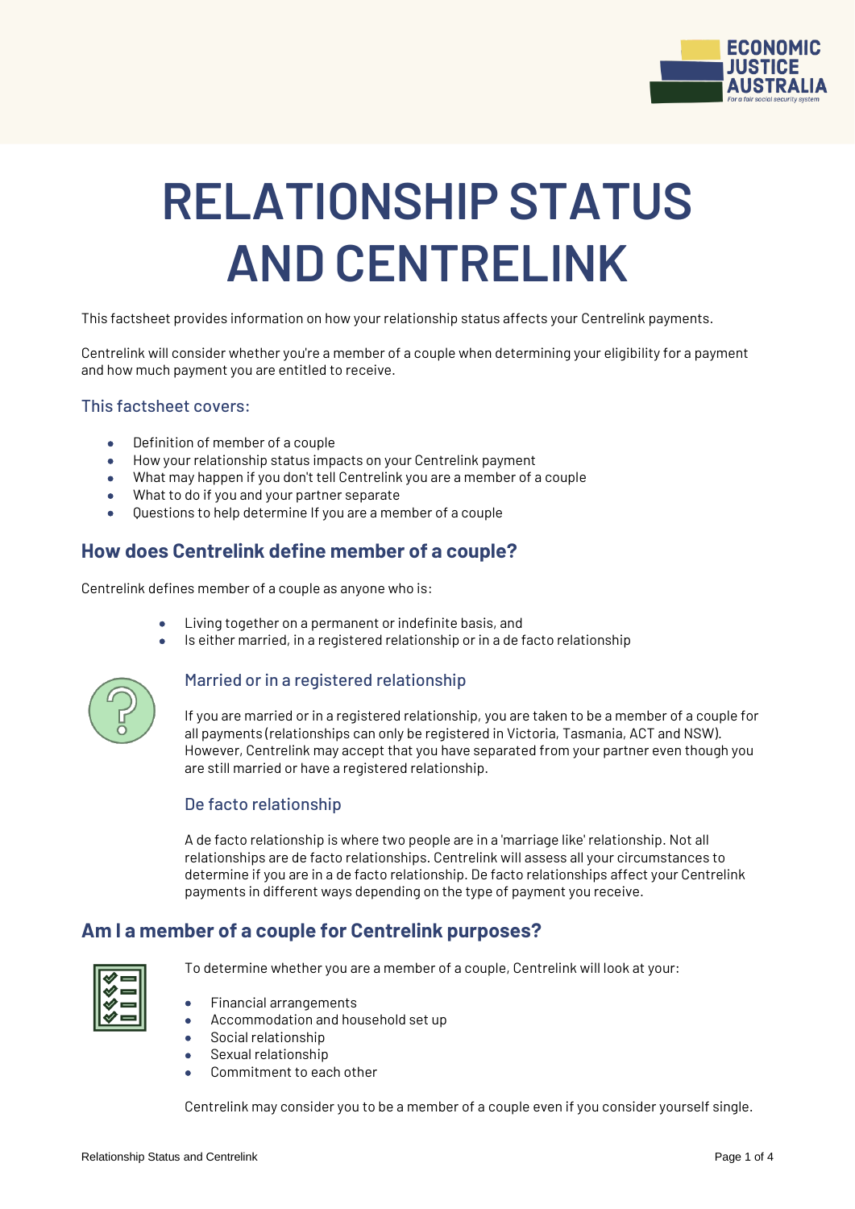# RELATIONSHIP STATUS AND CENTRELINK

This factsheet provides information on how your relationship status affects your Centrelink payments.

Centrelink will consider whether you're a member of a couple when determining your eligibility for a payment and how much payment you are entitled to receive.

### This factsheet covers:

- Definition of member of a couple
- How your relationship status impacts on your Centrelink payment
- What may happen if you don't tell Centrelink you are a member of a couple
- What to do if you and your partner separate
- Questions to help determine If you are a member of a couple

## How does Centrelink define member of a couple?

Centrelink defines member of a couple as anyone who is:

- Living together on a permanent or indefinite basis, and
- Is either married, in a registered relationship or in a de facto relationship

### Married or in a registered relationship

If you are married or in a registered relationship, you are taken to be a member of a couple for all payments (relationships can only be registered in Victoria, Tasmania, ACT and NSW). However, Centrelink may accept that you have separated from your partner even though you are still married or have a registered relationship.

### De facto relationship

A de facto relationship is where two people are in a 'marriage like' relationship. Not all relationships are de facto relationships. Centrelink will assess all your circumstances to determine if you are in a de facto relationship. De facto relationships affect your Centrelink payments in different ways depending on the type of payment you receive.

## Am I a member of a couple for Centrelink purposes?

To determine whether you are a member of a couple, Centrelink will look at your:

- Financial arrangements
- Accommodation and household set up
- Social relationship
- Sexual relationship
- Commitment to each other

Centrelink may consider you to be a member of a couple even if you consider yourself single.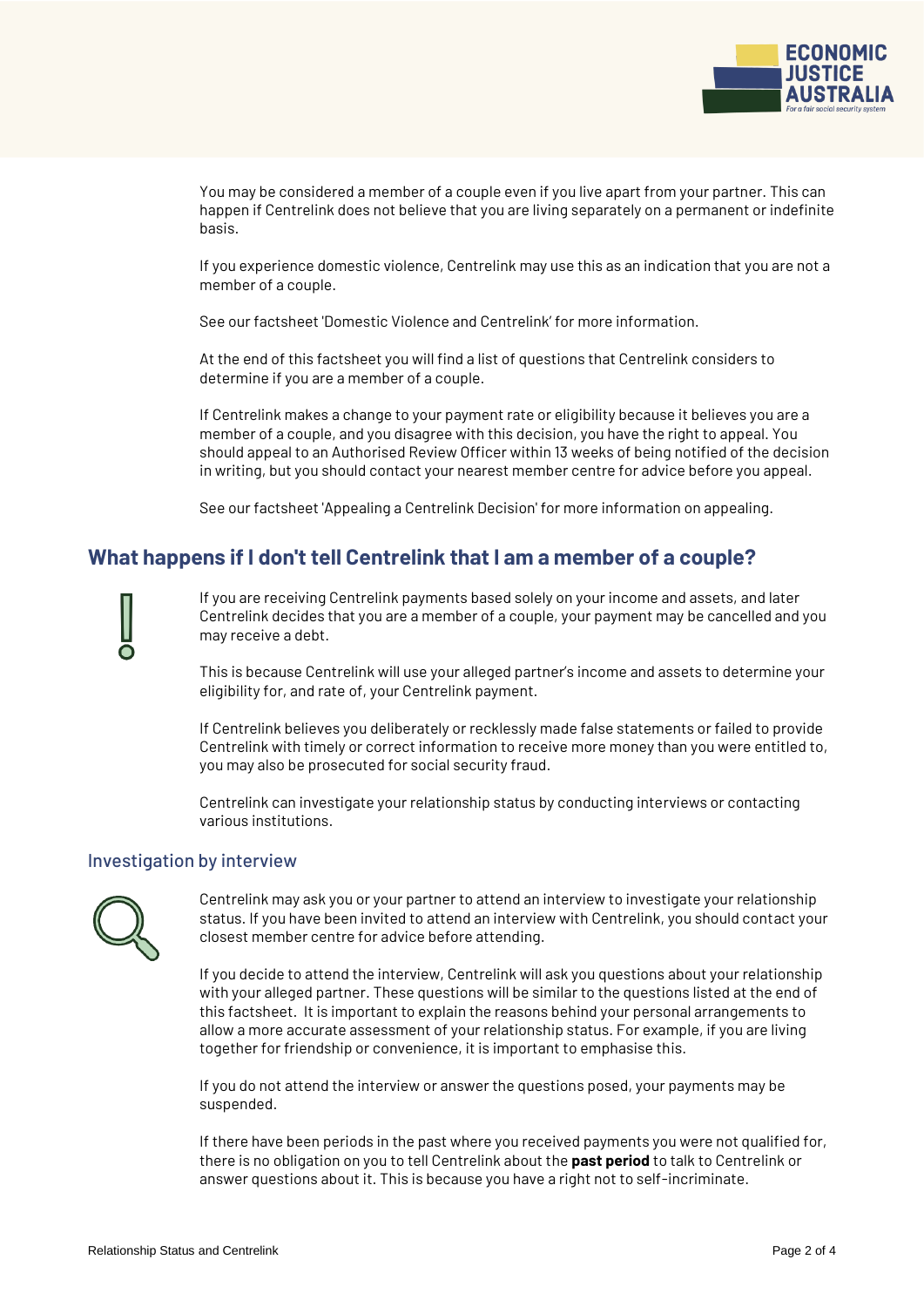You may be considered a member of a couple even if you live apart from your partner. This can happen if Centrelink does not believe that you are living separately on a permanent or indefinite basis.

If you experience domestic violence, Centrelink may use this as an indication that you are not a member of a couple.

See our factsheet 'Domestic Violence and Centrelink' for more information.

At the end of this factsheet you will find a list of questions that Centrelink considers to determine if you are a member of a couple.

If Centrelink makes a change to your payment rate or eligibility because it believes you are a member of a couple, and you disagree with this decision, you have the right to appeal. You should appeal to an Authorised Review Officer within 13 weeks of being notified of the decision in writing, but you should contact your nearest member centre for advice before you appeal.

See our factsheet 'Appealing a Centrelink Decision' for more information on appealing.

## What happens if I don't tell Centrelink that I am a member of a couple?

If you are receiving Centrelink payments based solely on your income and assets, and later Centrelink decides that you are a member of a couple, your payment may be cancelled and you may receive a debt.

This is because Centrelink will use your alleged partner's income and assets to determine your eligibility for, and rate of, your Centrelink payment.

If Centrelink believes you deliberately or recklessly made false statements or failed to provide Centrelink with timely or correct information to receive more money than you were entitled to, you may also be prosecuted for social security fraud.

Centrelink can investigate your relationship status by conducting interviews or contacting various institutions.

### Investigation by interview

Centrelink may ask you or your partner to attend an interview to investigate your relationship status. If you have been invited to attend an interview with Centrelink, you should contact your closest member centre for advice before attending.

If you decide to attend the interview, Centrelink will ask you questions about your relationship with your alleged partner. These questions will be similar to the questions listed at the end of this factsheet. It is important to explain the reasons behind your personal arrangements to allow a more accurate assessment of your relationship status. For example, if you are living together for friendship or convenience, it is important to emphasise this.

If you do not attend the interview or answer the questions posed, your payments may be suspended.

If there have been periods in the past where you received payments you were not qualified for, there is no obligation on you to tell Centrelink about the **past period** to talk to Centrelink or answer questions about it. This is because you have a right not to self-incriminate.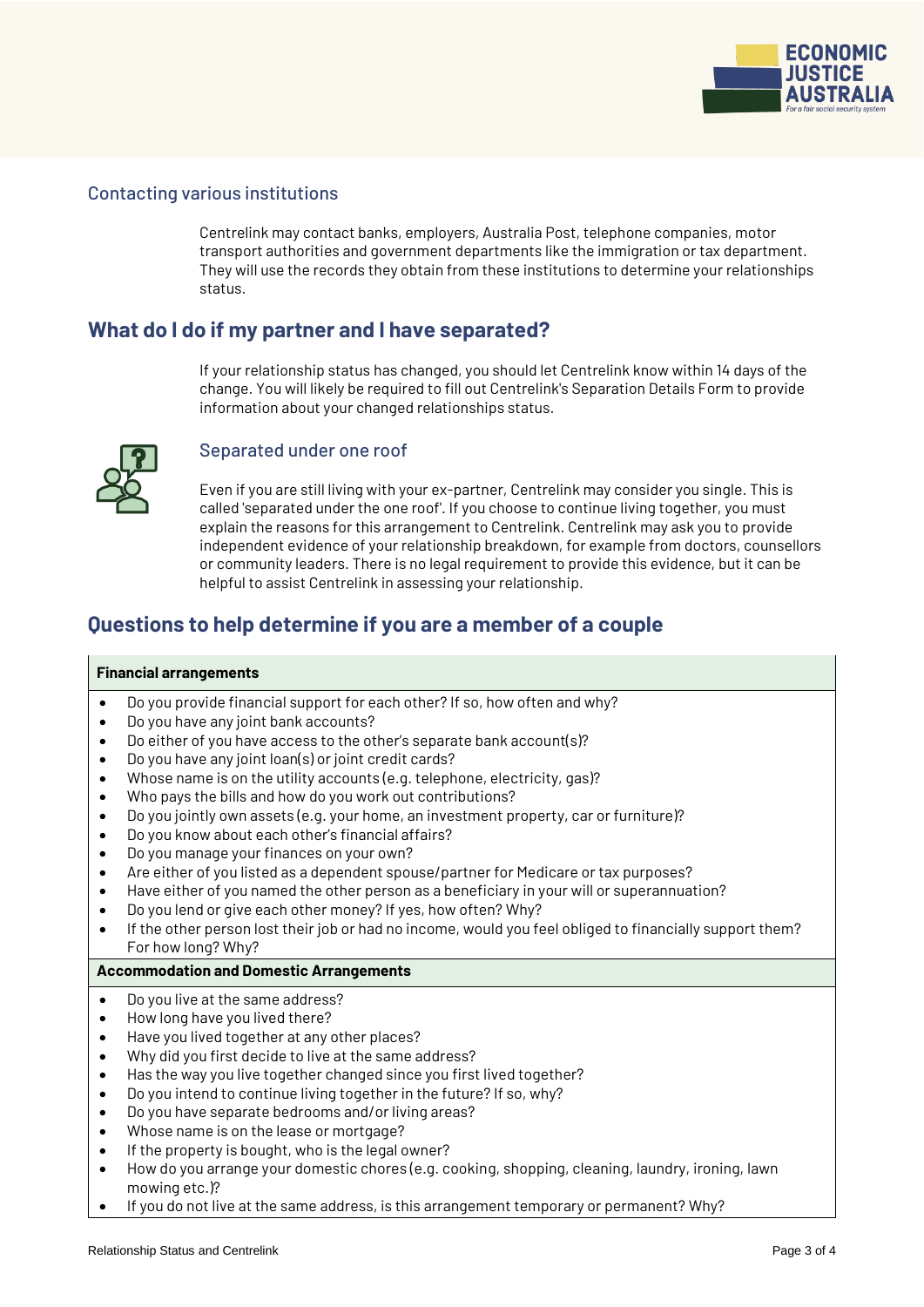### Contacting various institutions

Centrelink may contact banks, employers, Australia Post, telephone companies, motor transport authorities and government departments like the immigration or tax department. They will use the records they obtain from these institutions to determine your relationships status.

## What do I do if my partner and I have separated?

If your relationship status has changed, you should let Centrelink know within 14 days of the change. You will likely be required to fill out Centrelink's Separation Details Form to provide information about your changed relationships status.

### Separated under one roof

Even if you are still living with your ex-partner, Centrelink may consider you single. This is called 'separated under the one roof'. If you choose to continue living together, you must explain the reasons for this arrangement to Centrelink. Centrelink may ask you to provide independent evidence of your relationship breakdown, for example from doctors, counsellors or community leaders. There is no legal requirement to provide this evidence, but it can be helpful to assist Centrelink in assessing your relationship.

## Questions to help determine if you are a member of a couple

**Financial arrangements**

- Do you provide financial support for each other? If so, how often and why?
- Do you have any joint bank accounts?
- Do either of you have access to the other's separate bank account(s)?
- Do you have any joint loan(s) or joint credit cards?
- Whose name is on the utility accounts (e.g. telephone, electricity, gas)?
- Who pays the bills and how do you work out contributions?
- Do you jointly own assets (e.g. your home, an investment property, car or furniture)?
- Do you know about each other's financial affairs?
- Do you manage your finances on your own?
- Are either of you listed as a dependent spouse/partner for Medicare or tax purposes?
- Have either of you named the other person as a beneficiary in your will or superannuation?
- Do you lend or give each other money? If yes, how often? Why?
- If the other person lost their job or had no income, would you feel obliged to financially support them? For how long? Why?

**Accommodation and Domestic Arrangements**

- Do you live at the same address?
- How long have you lived there?
- Have you lived together at any other places?
- Why did you first decide to live at the same address?
- Has the way you live together changed since you first lived together?
- Do you intend to continue living together in the future? If so, why?
- Do you have separate bedrooms and/or living areas?
- Whose name is on the lease or mortgage?
- If the property is bought, who is the legal owner?
- How do you arrange your domestic chores (e.g. cooking, shopping, cleaning, laundry, ironing, lawn mowing etc.)?
- If you do not live at the same address, is this arrangement temporary or permanent? Why?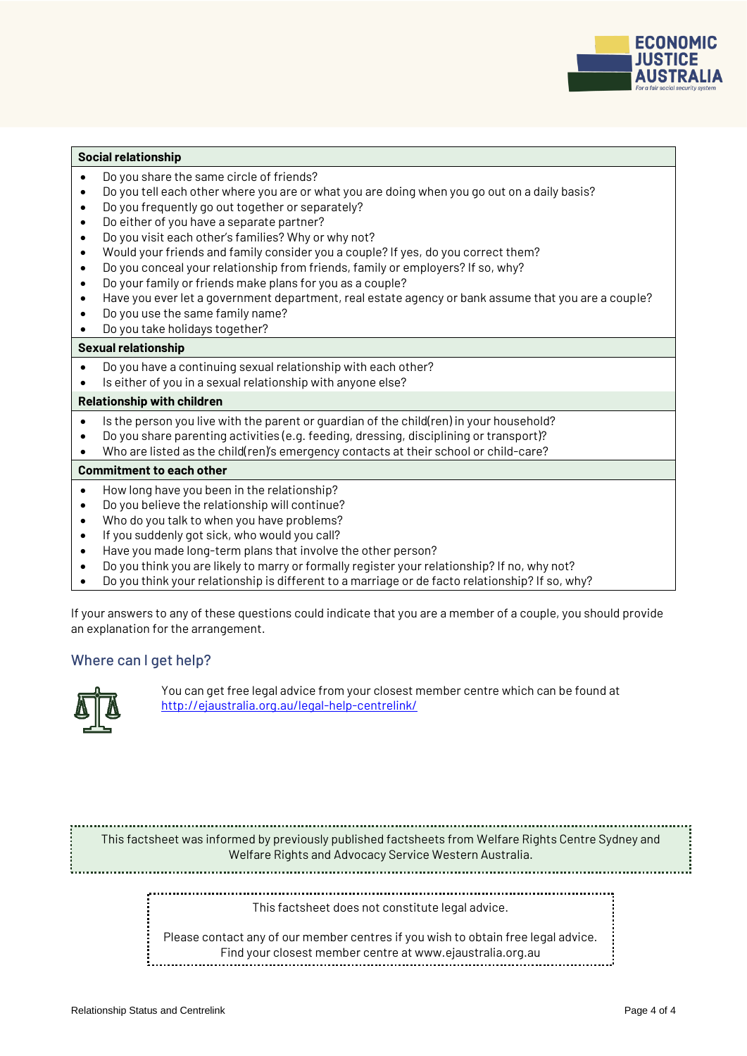| Social relationship |
| --- |
| • Do you share the same circle of friends?<br>• Do you tell each other where you are or what you are doing when you go out on a daily basis?<br>• Do you frequently go out together or separately?<br>• Do either of you have a separate partner?<br>• Do you visit each other's families? Why or why not?<br>• Would your friends and family consider you a couple? If yes, do you correct them?<br>• Do you conceal your relationship from friends, family or employers? If so, why?<br>• Do your family or friends make plans for you as a couple?<br>• Have you ever let a government department, real estate agency or bank assume that you are a couple?<br>• Do you use the same family name?<br>• Do you take holidays together? |
| **Sexual relationship** |
| • Do you have a continuing sexual relationship with each other?<br>• Is either of you in a sexual relationship with anyone else? |
| **Relationship with children** |
| • Is the person you live with the parent or guardian of the child(ren) in your household?<br>• Do you share parenting activities (e.g. feeding, dressing, disciplining or transport)?<br>• Who are listed as the child(ren)'s emergency contacts at their school or child-care? |
| **Commitment to each other** |
| • How long have you been in the relationship?<br>• Do you believe the relationship will continue?<br>• Who do you talk to when you have problems?<br>• If you suddenly got sick, who would you call?<br>• Have you made long-term plans that involve the other person?<br>• Do you think you are likely to marry or formally register your relationship? If no, why not?<br>• Do you think your relationship is different to a marriage or de facto relationship? If so, why? |

If your answers to any of these questions could indicate that you are a member of a couple, you should provide an explanation for the arrangement.

## Where can I get help?

You can get free legal advice from your closest member centre which can be found at http://ejaustralia.org.au/legal-help-centrelink/

This factsheet was informed by previously published factsheets from Welfare Rights Centre Sydney and Welfare Rights and Advocacy Service Western Australia.

This factsheet does not constitute legal advice.

Please contact any of our member centres if you wish to obtain free legal advice.
Find your closest member centre at www.ejaustralia.org.au